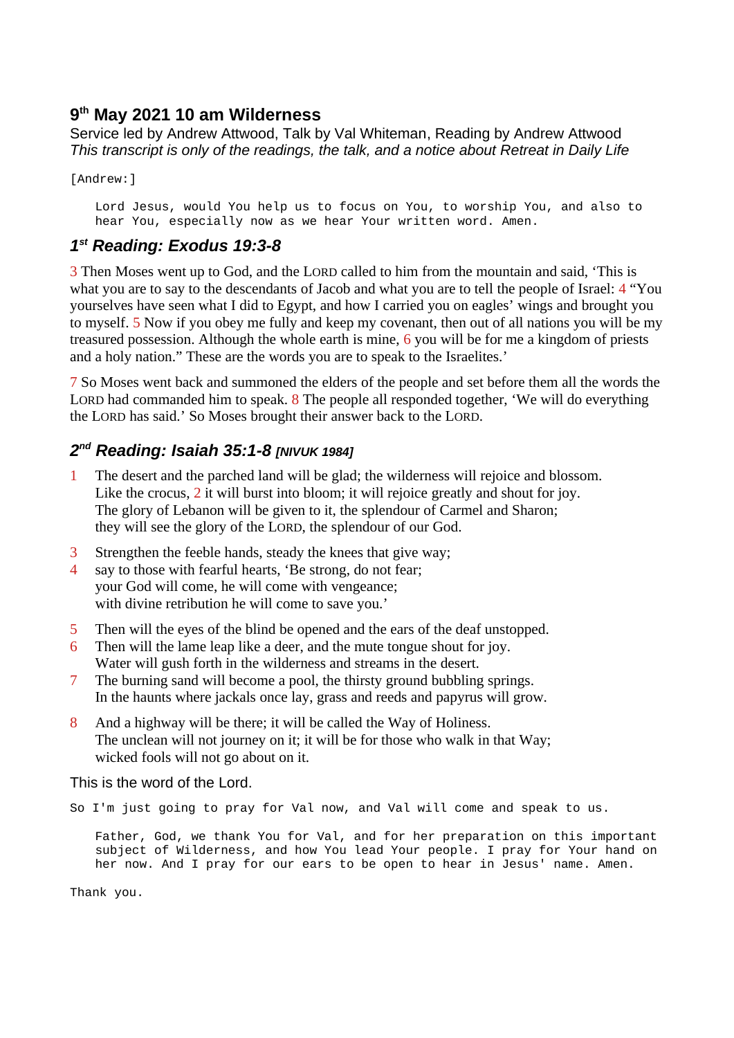## 9th May 2021 10 am Wilderness

Service led by Andrew Attwood, Talk by Val Whiteman, Reading by Andrew Attwood

*This transcript is only of the readings, the talk, and a notice about Retreat in Daily Life*

```
[Andrew:]

    Lord Jesus, would You help us to focus on You, to worship You, and also to
    hear You, especially now as we hear Your written word. Amen.
```

### *1st Reading: Exodus 19:3-8*

3 Then Moses went up to God, and the LORD called to him from the mountain and said, 'This is what you are to say to the descendants of Jacob and what you are to tell the people of Israel: 4 "You yourselves have seen what I did to Egypt, and how I carried you on eagles' wings and brought you to myself. 5 Now if you obey me fully and keep my covenant, then out of all nations you will be my treasured possession. Although the whole earth is mine, 6 you will be for me a kingdom of priests and a holy nation." These are the words you are to speak to the Israelites.'

7 So Moses went back and summoned the elders of the people and set before them all the words the LORD had commanded him to speak. 8 The people all responded together, 'We will do everything the LORD has said.' So Moses brought their answer back to the LORD.

### *2nd Reading: Isaiah 35:1-8 [NIVUK 1984]*

1 The desert and the parched land will be glad; the wilderness will rejoice and blossom.
Like the crocus, 2 it will burst into bloom; it will rejoice greatly and shout for joy.
The glory of Lebanon will be given to it, the splendour of Carmel and Sharon;
they will see the glory of the LORD, the splendour of our God.

3 Strengthen the feeble hands, steady the knees that give way;
4 say to those with fearful hearts, 'Be strong, do not fear;
your God will come, he will come with vengeance;
with divine retribution he will come to save you.'

5 Then will the eyes of the blind be opened and the ears of the deaf unstopped.
6 Then will the lame leap like a deer, and the mute tongue shout for joy.
Water will gush forth in the wilderness and streams in the desert.
7 The burning sand will become a pool, the thirsty ground bubbling springs.
In the haunts where jackals once lay, grass and reeds and papyrus will grow.

8 And a highway will be there; it will be called the Way of Holiness.
The unclean will not journey on it; it will be for those who walk in that Way;
wicked fools will not go about on it.

This is the word of the Lord.

```
So I'm just going to pray for Val now, and Val will come and speak to us.

    Father, God, we thank You for Val, and for her preparation on this important
    subject of Wilderness, and how You lead Your people. I pray for Your hand on
    her now. And I pray for our ears to be open to hear in Jesus' name. Amen.

Thank you.
```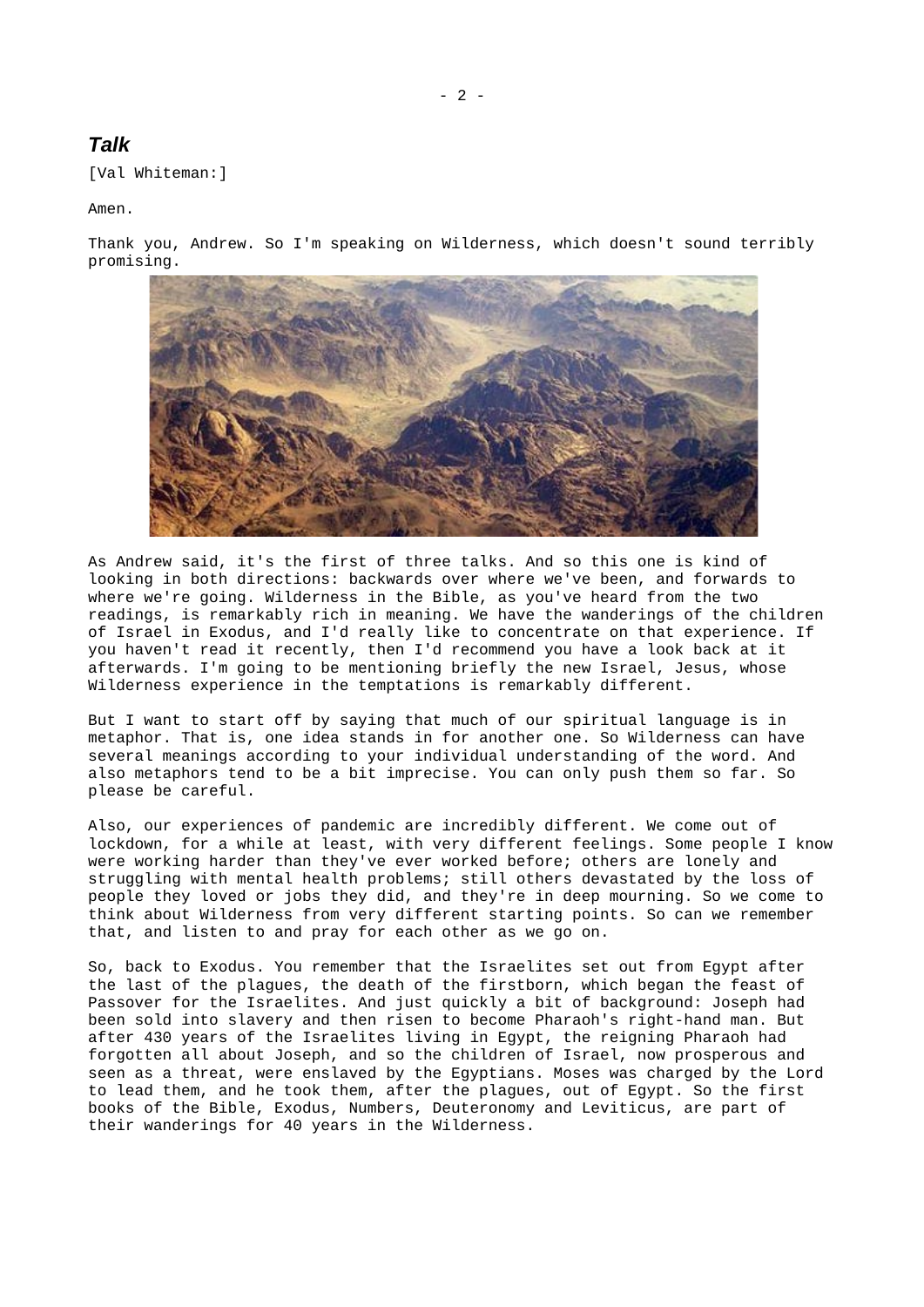## *Talk*

[Val Whiteman:]

Amen.

Thank you, Andrew. So I'm speaking on Wilderness, which doesn't sound terribly promising.

As Andrew said, it's the first of three talks. And so this one is kind of looking in both directions: backwards over where we've been, and forwards to where we're going. Wilderness in the Bible, as you've heard from the two readings, is remarkably rich in meaning. We have the wanderings of the children of Israel in Exodus, and I'd really like to concentrate on that experience. If you haven't read it recently, then I'd recommend you have a look back at it afterwards. I'm going to be mentioning briefly the new Israel, Jesus, whose Wilderness experience in the temptations is remarkably different.

But I want to start off by saying that much of our spiritual language is in metaphor. That is, one idea stands in for another one. So Wilderness can have several meanings according to your individual understanding of the word. And also metaphors tend to be a bit imprecise. You can only push them so far. So please be careful.

Also, our experiences of pandemic are incredibly different. We come out of lockdown, for a while at least, with very different feelings. Some people I know were working harder than they've ever worked before; others are lonely and struggling with mental health problems; still others devastated by the loss of people they loved or jobs they did, and they're in deep mourning. So we come to think about Wilderness from very different starting points. So can we remember that, and listen to and pray for each other as we go on.

So, back to Exodus. You remember that the Israelites set out from Egypt after the last of the plagues, the death of the firstborn, which began the feast of Passover for the Israelites. And just quickly a bit of background: Joseph had been sold into slavery and then risen to become Pharaoh's right-hand man. But after 430 years of the Israelites living in Egypt, the reigning Pharaoh had forgotten all about Joseph, and so the children of Israel, now prosperous and seen as a threat, were enslaved by the Egyptians. Moses was charged by the Lord to lead them, and he took them, after the plagues, out of Egypt. So the first books of the Bible, Exodus, Numbers, Deuteronomy and Leviticus, are part of their wanderings for 40 years in the Wilderness.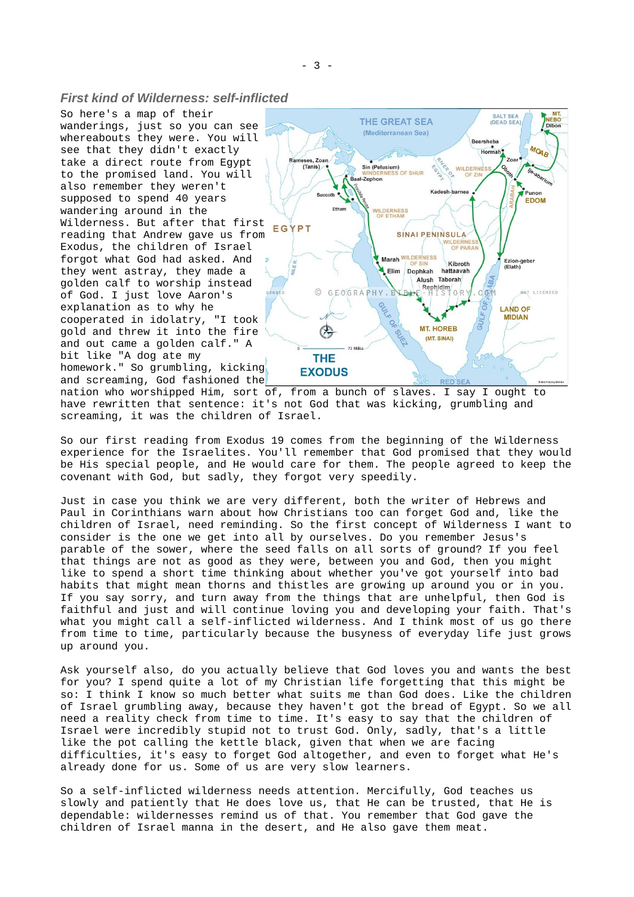### *First kind of Wilderness: self-inflicted*

So here's a map of their wanderings, just so you can see whereabouts they were. You will see that they didn't exactly take a direct route from Egypt to the promised land. You will also remember they weren't supposed to spend 40 years wandering around in the Wilderness. But after that first reading that Andrew gave us from Exodus, the children of Israel forgot what God had asked. And they went astray, they made a golden calf to worship instead of God. I just love Aaron's explanation as to why he cooperated in idolatry, "I took gold and threw it into the fire and out came a golden calf." A bit like "A dog ate my homework." So grumbling, kicking and screaming, God fashioned the nation who worshipped Him, sort of, from a bunch of slaves. I say I ought to have rewritten that sentence: it's not God that was kicking, grumbling and screaming, it was the children of Israel.

So our first reading from Exodus 19 comes from the beginning of the Wilderness experience for the Israelites. You'll remember that God promised that they would be His special people, and He would care for them. The people agreed to keep the covenant with God, but sadly, they forgot very speedily.

Just in case you think we are very different, both the writer of Hebrews and Paul in Corinthians warn about how Christians too can forget God and, like the children of Israel, need reminding. So the first concept of Wilderness I want to consider is the one we get into all by ourselves. Do you remember Jesus's parable of the sower, where the seed falls on all sorts of ground? If you feel that things are not as good as they were, between you and God, then you might like to spend a short time thinking about whether you've got yourself into bad habits that might mean thorns and thistles are growing up around you or in you. If you say sorry, and turn away from the things that are unhelpful, then God is faithful and just and will continue loving you and developing your faith. That's what you might call a self-inflicted wilderness. And I think most of us go there from time to time, particularly because the busyness of everyday life just grows up around you.

Ask yourself also, do you actually believe that God loves you and wants the best for you? I spend quite a lot of my Christian life forgetting that this might be so: I think I know so much better what suits me than God does. Like the children of Israel grumbling away, because they haven't got the bread of Egypt. So we all need a reality check from time to time. It's easy to say that the children of Israel were incredibly stupid not to trust God. Only, sadly, that's a little like the pot calling the kettle black, given that when we are facing difficulties, it's easy to forget God altogether, and even to forget what He's already done for us. Some of us are very slow learners.

So a self-inflicted wilderness needs attention. Mercifully, God teaches us slowly and patiently that He does love us, that He can be trusted, that He is dependable: wildernesses remind us of that. You remember that God gave the children of Israel manna in the desert, and He also gave them meat.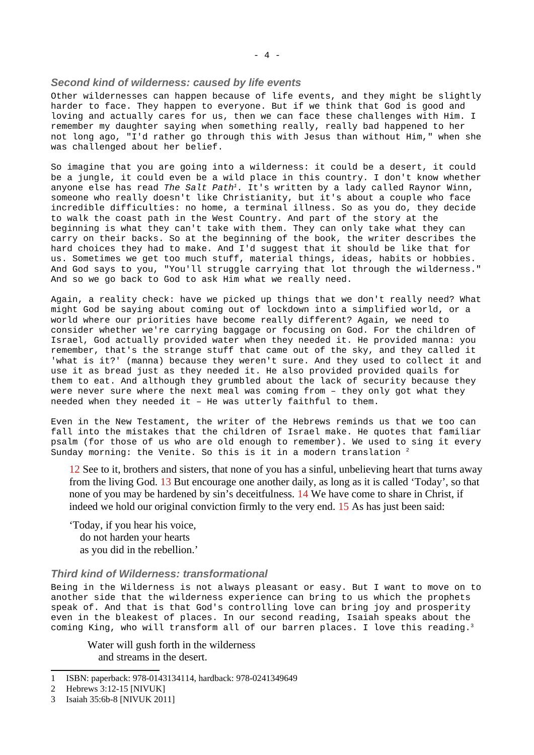### *Second kind of wilderness: caused by life events*

Other wildernesses can happen because of life events, and they might be slightly harder to face. They happen to everyone. But if we think that God is good and loving and actually cares for us, then we can face these challenges with Him. I remember my daughter saying when something really, really bad happened to her not long ago, "I'd rather go through this with Jesus than without Him," when she was challenged about her belief.

So imagine that you are going into a wilderness: it could be a desert, it could be a jungle, it could even be a wild place in this country. I don't know whether anyone else has read *The Salt Path*[1]. It's written by a lady called Raynor Winn, someone who really doesn't like Christianity, but it's about a couple who face incredible difficulties: no home, a terminal illness. So as you do, they decide to walk the coast path in the West Country. And part of the story at the beginning is what they can't take with them. They can only take what they can carry on their backs. So at the beginning of the book, the writer describes the hard choices they had to make. And I'd suggest that it should be like that for us. Sometimes we get too much stuff, material things, ideas, habits or hobbies. And God says to you, "You'll struggle carrying that lot through the wilderness." And so we go back to God to ask Him what we really need.

Again, a reality check: have we picked up things that we don't really need? What might God be saying about coming out of lockdown into a simplified world, or a world where our priorities have become really different? Again, we need to consider whether we're carrying baggage or focusing on God. For the children of Israel, God actually provided water when they needed it. He provided manna: you remember, that's the strange stuff that came out of the sky, and they called it 'what is it?' (manna) because they weren't sure. And they used to collect it and use it as bread just as they needed it. He also provided provided quails for them to eat. And although they grumbled about the lack of security because they were never sure where the next meal was coming from – they only got what they needed when they needed it – He was utterly faithful to them.

Even in the New Testament, the writer of the Hebrews reminds us that we too can fall into the mistakes that the children of Israel make. He quotes that familiar psalm (for those of us who are old enough to remember). We used to sing it every Sunday morning: the Venite. So this is it in a modern translation [2]

> 12 See to it, brothers and sisters, that none of you has a sinful, unbelieving heart that turns away from the living God. 13 But encourage one another daily, as long as it is called 'Today', so that none of you may be hardened by sin's deceitfulness. 14 We have come to share in Christ, if indeed we hold our original conviction firmly to the very end. 15 As has just been said:
>
> 'Today, if you hear his voice,
> do not harden your hearts
> as you did in the rebellion.'

### *Third kind of Wilderness: transformational*

Being in the Wilderness is not always pleasant or easy. But I want to move on to another side that the wilderness experience can bring to us which the prophets speak of. And that is that God's controlling love can bring joy and prosperity even in the bleakest of places. In our second reading, Isaiah speaks about the coming King, who will transform all of our barren places. I love this reading.[3]

> Water will gush forth in the wilderness
> and streams in the desert.

---

1 ISBN: paperback: 978-0143134114, hardback: 978-0241349649

2 Hebrews 3:12-15 [NIVUK]

3 Isaiah 35:6b-8 [NIVUK 2011]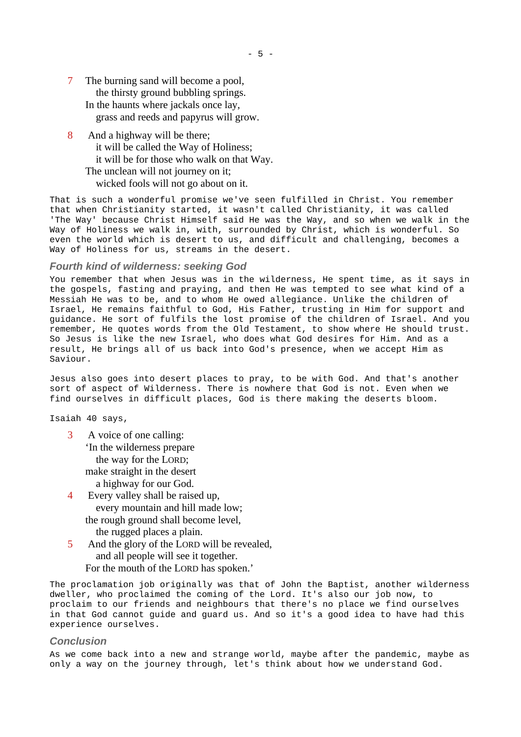7 The burning sand will become a pool,
  the thirsty ground bubbling springs.
In the haunts where jackals once lay,
  grass and reeds and papyrus will grow.

8 And a highway will be there;
  it will be called the Way of Holiness;
  it will be for those who walk on that Way.
The unclean will not journey on it;
  wicked fools will not go about on it.

That is such a wonderful promise we've seen fulfilled in Christ. You remember that when Christianity started, it wasn't called Christianity, it was called 'The Way' because Christ Himself said He was the Way, and so when we walk in the Way of Holiness we walk in, with, surrounded by Christ, which is wonderful. So even the world which is desert to us, and difficult and challenging, becomes a Way of Holiness for us, streams in the desert.

### *Fourth kind of wilderness: seeking God*

You remember that when Jesus was in the wilderness, He spent time, as it says in the gospels, fasting and praying, and then He was tempted to see what kind of a Messiah He was to be, and to whom He owed allegiance. Unlike the children of Israel, He remains faithful to God, His Father, trusting in Him for support and guidance. He sort of fulfils the lost promise of the children of Israel. And you remember, He quotes words from the Old Testament, to show where He should trust. So Jesus is like the new Israel, who does what God desires for Him. And as a result, He brings all of us back into God's presence, when we accept Him as Saviour.

Jesus also goes into desert places to pray, to be with God. And that's another sort of aspect of Wilderness. There is nowhere that God is not. Even when we find ourselves in difficult places, God is there making the deserts bloom.

Isaiah 40 says,

3 A voice of one calling:
'In the wilderness prepare
  the way for the LORD;
make straight in the desert
  a highway for our God.
4 Every valley shall be raised up,
  every mountain and hill made low;
the rough ground shall become level,
  the rugged places a plain.
5 And the glory of the LORD will be revealed,
  and all people will see it together.
For the mouth of the LORD has spoken.'

The proclamation job originally was that of John the Baptist, another wilderness dweller, who proclaimed the coming of the Lord. It's also our job now, to proclaim to our friends and neighbours that there's no place we find ourselves in that God cannot guide and guard us. And so it's a good idea to have had this experience ourselves.

### *Conclusion*

As we come back into a new and strange world, maybe after the pandemic, maybe as only a way on the journey through, let's think about how we understand God.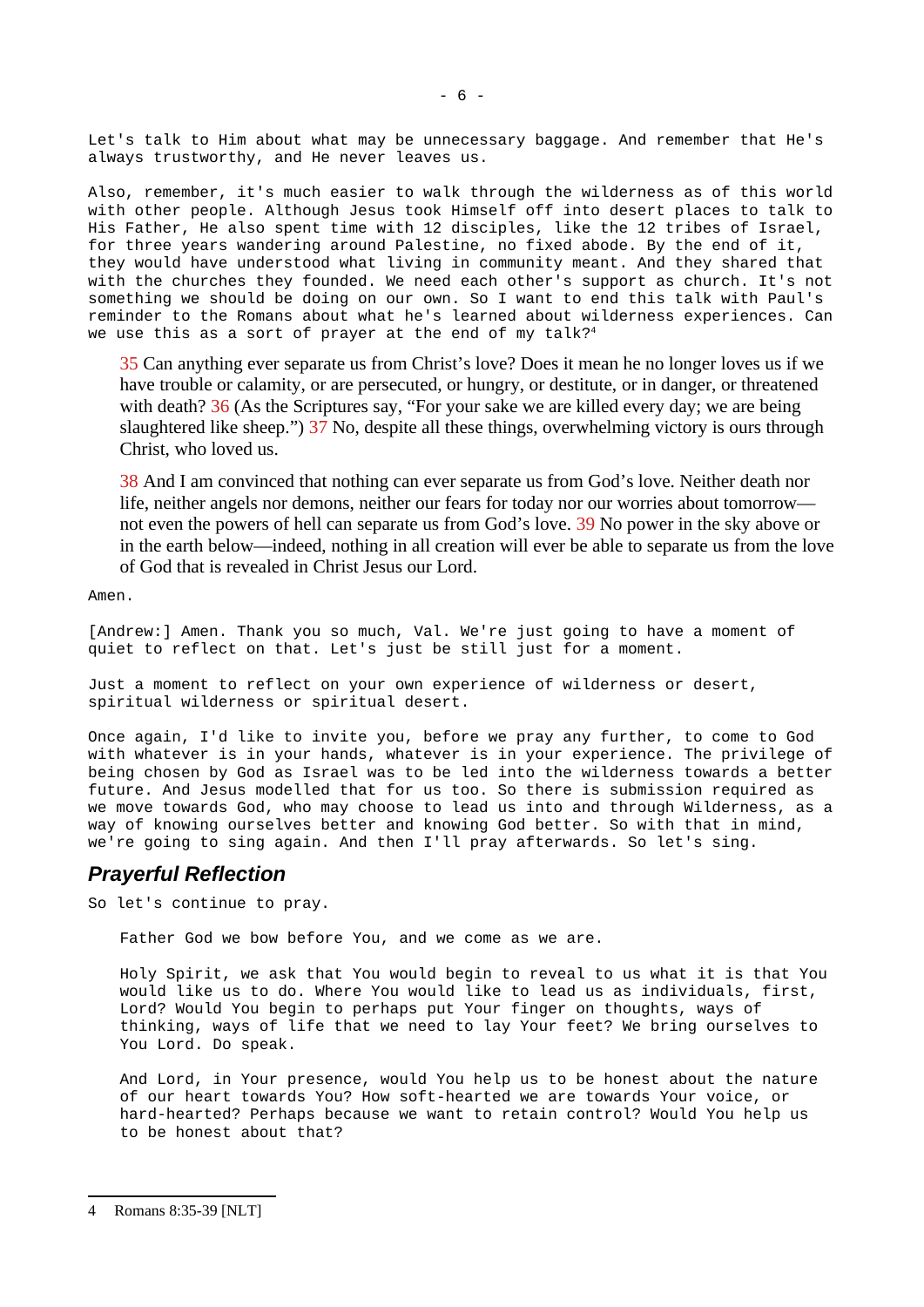Let's talk to Him about what may be unnecessary baggage. And remember that He's always trustworthy, and He never leaves us.

Also, remember, it's much easier to walk through the wilderness as of this world with other people. Although Jesus took Himself off into desert places to talk to His Father, He also spent time with 12 disciples, like the 12 tribes of Israel, for three years wandering around Palestine, no fixed abode. By the end of it, they would have understood what living in community meant. And they shared that with the churches they founded. We need each other's support as church. It's not something we should be doing on our own. So I want to end this talk with Paul's reminder to the Romans about what he's learned about wilderness experiences. Can we use this as a sort of prayer at the end of my talk?[4]

> 35 Can anything ever separate us from Christ's love? Does it mean he no longer loves us if we have trouble or calamity, or are persecuted, or hungry, or destitute, or in danger, or threatened with death? 36 (As the Scriptures say, "For your sake we are killed every day; we are being slaughtered like sheep.") 37 No, despite all these things, overwhelming victory is ours through Christ, who loved us.
>
> 38 And I am convinced that nothing can ever separate us from God's love. Neither death nor life, neither angels nor demons, neither our fears for today nor our worries about tomorrow—not even the powers of hell can separate us from God's love. 39 No power in the sky above or in the earth below—indeed, nothing in all creation will ever be able to separate us from the love of God that is revealed in Christ Jesus our Lord.

Amen.

[Andrew:] Amen. Thank you so much, Val. We're just going to have a moment of quiet to reflect on that. Let's just be still just for a moment.

Just a moment to reflect on your own experience of wilderness or desert, spiritual wilderness or spiritual desert.

Once again, I'd like to invite you, before we pray any further, to come to God with whatever is in your hands, whatever is in your experience. The privilege of being chosen by God as Israel was to be led into the wilderness towards a better future. And Jesus modelled that for us too. So there is submission required as we move towards God, who may choose to lead us into and through Wilderness, as a way of knowing ourselves better and knowing God better. So with that in mind, we're going to sing again. And then I'll pray afterwards. So let's sing.

## *Prayerful Reflection*

So let's continue to pray.

> Father God we bow before You, and we come as we are.
>
> Holy Spirit, we ask that You would begin to reveal to us what it is that You would like us to do. Where You would like to lead us as individuals, first, Lord? Would You begin to perhaps put Your finger on thoughts, ways of thinking, ways of life that we need to lay Your feet? We bring ourselves to You Lord. Do speak.
>
> And Lord, in Your presence, would You help us to be honest about the nature of our heart towards You? How soft-hearted we are towards Your voice, or hard-hearted? Perhaps because we want to retain control? Would You help us to be honest about that?

---

4 Romans 8:35-39 [NLT]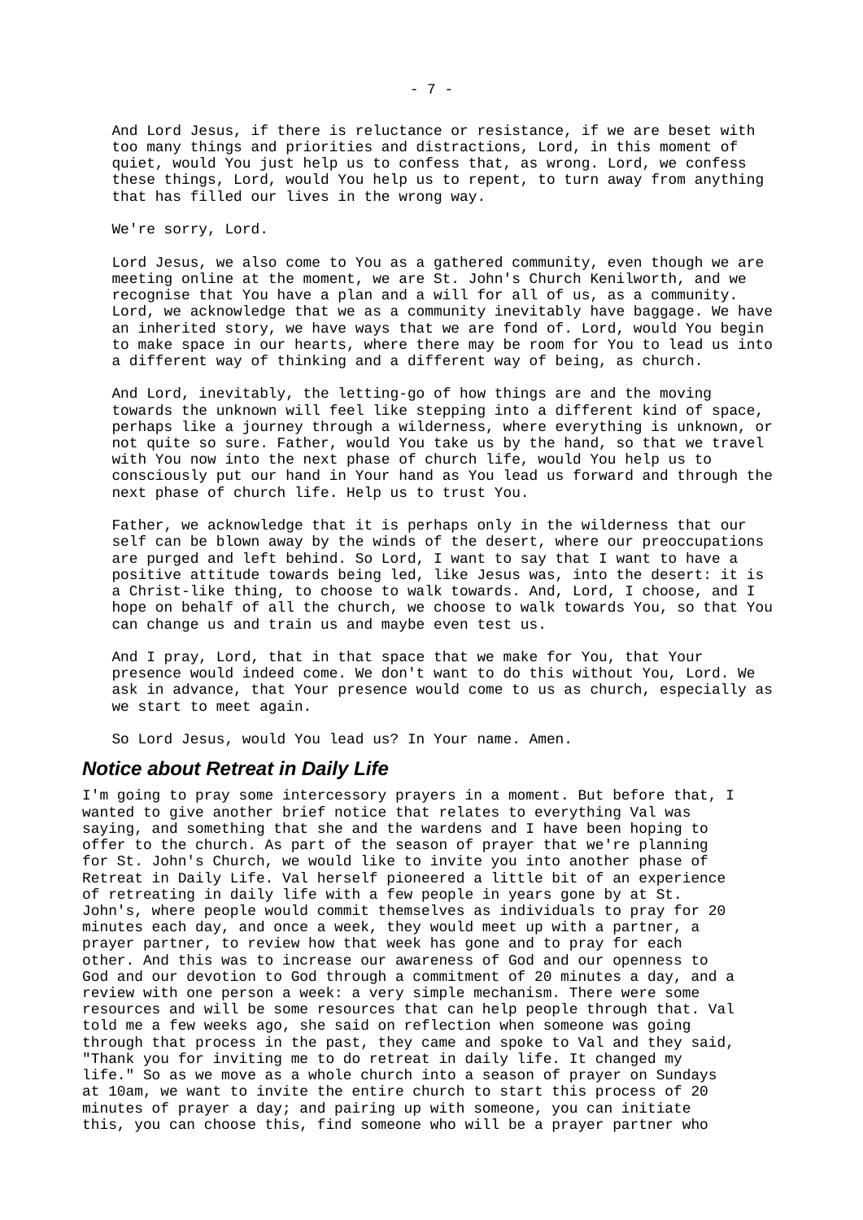And Lord Jesus, if there is reluctance or resistance, if we are beset with too many things and priorities and distractions, Lord, in this moment of quiet, would You just help us to confess that, as wrong. Lord, we confess these things, Lord, would You help us to repent, to turn away from anything that has filled our lives in the wrong way.

We're sorry, Lord.

Lord Jesus, we also come to You as a gathered community, even though we are meeting online at the moment, we are St. John's Church Kenilworth, and we recognise that You have a plan and a will for all of us, as a community. Lord, we acknowledge that we as a community inevitably have baggage. We have an inherited story, we have ways that we are fond of. Lord, would You begin to make space in our hearts, where there may be room for You to lead us into a different way of thinking and a different way of being, as church.

And Lord, inevitably, the letting-go of how things are and the moving towards the unknown will feel like stepping into a different kind of space, perhaps like a journey through a wilderness, where everything is unknown, or not quite so sure. Father, would You take us by the hand, so that we travel with You now into the next phase of church life, would You help us to consciously put our hand in Your hand as You lead us forward and through the next phase of church life. Help us to trust You.

Father, we acknowledge that it is perhaps only in the wilderness that our self can be blown away by the winds of the desert, where our preoccupations are purged and left behind. So Lord, I want to say that I want to have a positive attitude towards being led, like Jesus was, into the desert: it is a Christ-like thing, to choose to walk towards. And, Lord, I choose, and I hope on behalf of all the church, we choose to walk towards You, so that You can change us and train us and maybe even test us.

And I pray, Lord, that in that space that we make for You, that Your presence would indeed come. We don't want to do this without You, Lord. We ask in advance, that Your presence would come to us as church, especially as we start to meet again.

So Lord Jesus, would You lead us? In Your name. Amen.

## *Notice about Retreat in Daily Life*

I'm going to pray some intercessory prayers in a moment. But before that, I wanted to give another brief notice that relates to everything Val was saying, and something that she and the wardens and I have been hoping to offer to the church. As part of the season of prayer that we're planning for St. John's Church, we would like to invite you into another phase of Retreat in Daily Life. Val herself pioneered a little bit of an experience of retreating in daily life with a few people in years gone by at St. John's, where people would commit themselves as individuals to pray for 20 minutes each day, and once a week, they would meet up with a partner, a prayer partner, to review how that week has gone and to pray for each other. And this was to increase our awareness of God and our openness to God and our devotion to God through a commitment of 20 minutes a day, and a review with one person a week: a very simple mechanism. There were some resources and will be some resources that can help people through that. Val told me a few weeks ago, she said on reflection when someone was going through that process in the past, they came and spoke to Val and they said, "Thank you for inviting me to do retreat in daily life. It changed my life." So as we move as a whole church into a season of prayer on Sundays at 10am, we want to invite the entire church to start this process of 20 minutes of prayer a day; and pairing up with someone, you can initiate this, you can choose this, find someone who will be a prayer partner who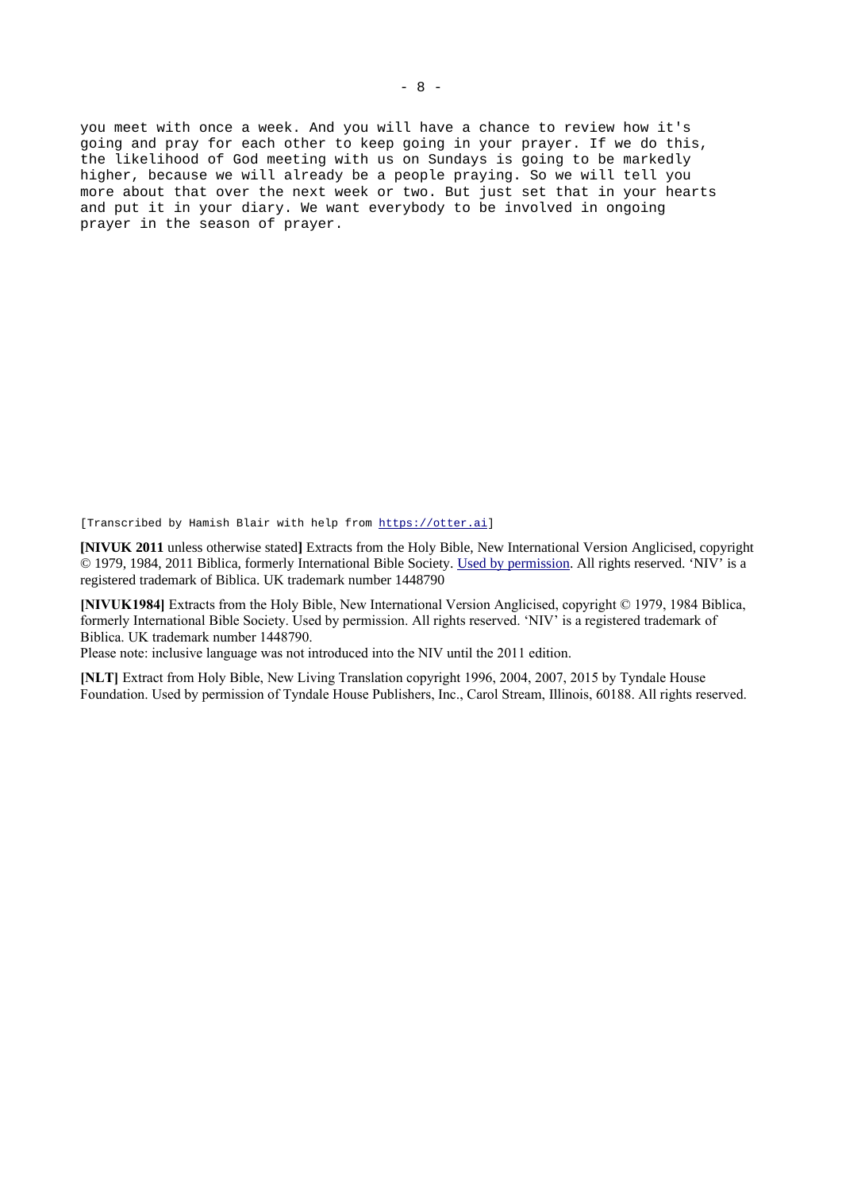you meet with once a week. And you will have a chance to review how it's going and pray for each other to keep going in your prayer. If we do this, the likelihood of God meeting with us on Sundays is going to be markedly higher, because we will already be a people praying. So we will tell you more about that over the next week or two. But just set that in your hearts and put it in your diary. We want everybody to be involved in ongoing prayer in the season of prayer.

[Transcribed by Hamish Blair with help from https://otter.ai]

**[NIVUK 2011** unless otherwise stated**]** Extracts from the Holy Bible, New International Version Anglicised, copyright © 1979, 1984, 2011 Biblica, formerly International Bible Society. Used by permission. All rights reserved. 'NIV' is a registered trademark of Biblica. UK trademark number 1448790

**[NIVUK1984]** Extracts from the Holy Bible, New International Version Anglicised, copyright © 1979, 1984 Biblica, formerly International Bible Society. Used by permission. All rights reserved. 'NIV' is a registered trademark of Biblica. UK trademark number 1448790.
Please note: inclusive language was not introduced into the NIV until the 2011 edition.

**[NLT]** Extract from Holy Bible, New Living Translation copyright 1996, 2004, 2007, 2015 by Tyndale House Foundation. Used by permission of Tyndale House Publishers, Inc., Carol Stream, Illinois, 60188. All rights reserved.